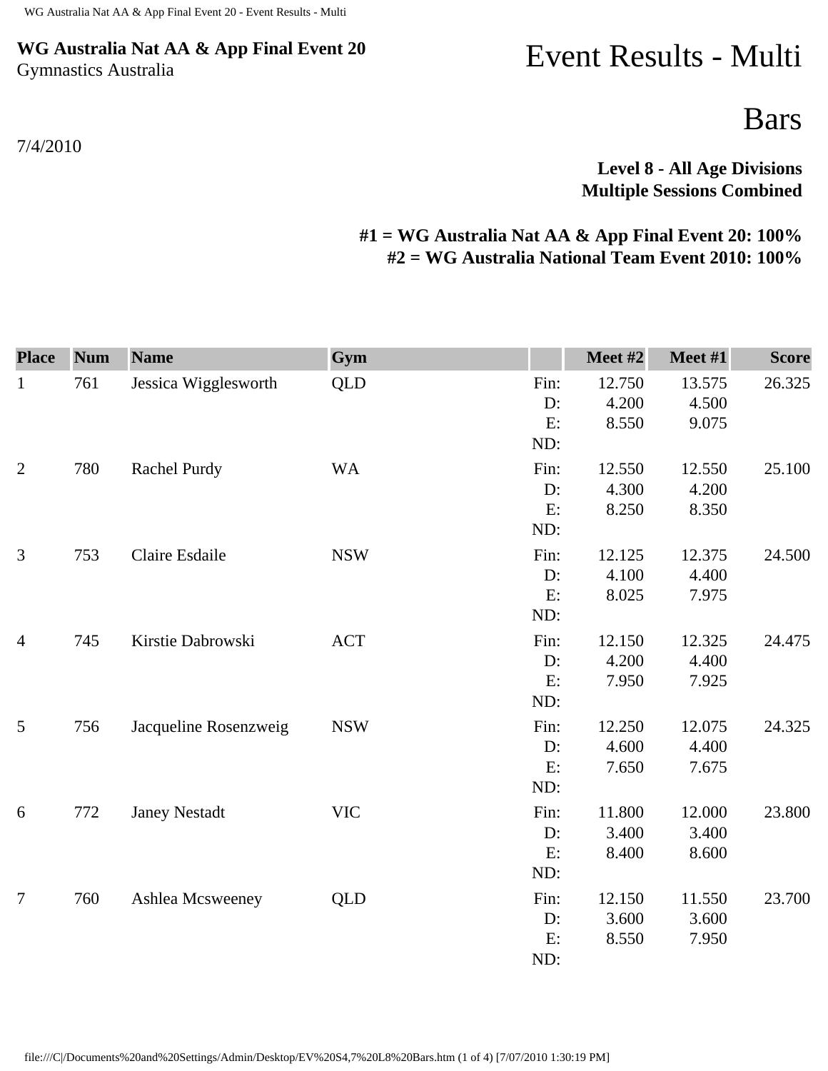**WG Australia Nat AA & App Final Event 20**
Gymnastics Australia

# Event Results - Multi

## Bars

7/4/2010

**Level 8 - All Age Divisions**
**Multiple Sessions Combined**

**#1 = WG Australia Nat AA & App Final Event 20: 100%**
**#2 = WG Australia National Team Event 2010: 100%**

| Place | Num | Name | Gym | | Meet #2 | Meet #1 | Score |
|---|---|---|---|---|---|---|---|
| 1 | 761 | Jessica Wigglesworth | QLD | Fin: | 12.750 | 13.575 | 26.325 |
| | | | | D: | 4.200 | 4.500 | |
| | | | | E: | 8.550 | 9.075 | |
| | | | | ND: | | | |
| 2 | 780 | Rachel Purdy | WA | Fin: | 12.550 | 12.550 | 25.100 |
| | | | | D: | 4.300 | 4.200 | |
| | | | | E: | 8.250 | 8.350 | |
| | | | | ND: | | | |
| 3 | 753 | Claire Esdaile | NSW | Fin: | 12.125 | 12.375 | 24.500 |
| | | | | D: | 4.100 | 4.400 | |
| | | | | E: | 8.025 | 7.975 | |
| | | | | ND: | | | |
| 4 | 745 | Kirstie Dabrowski | ACT | Fin: | 12.150 | 12.325 | 24.475 |
| | | | | D: | 4.200 | 4.400 | |
| | | | | E: | 7.950 | 7.925 | |
| | | | | ND: | | | |
| 5 | 756 | Jacqueline Rosenzweig | NSW | Fin: | 12.250 | 12.075 | 24.325 |
| | | | | D: | 4.600 | 4.400 | |
| | | | | E: | 7.650 | 7.675 | |
| | | | | ND: | | | |
| 6 | 772 | Janey Nestadt | VIC | Fin: | 11.800 | 12.000 | 23.800 |
| | | | | D: | 3.400 | 3.400 | |
| | | | | E: | 8.400 | 8.600 | |
| | | | | ND: | | | |
| 7 | 760 | Ashlea Mcsweeney | QLD | Fin: | 12.150 | 11.550 | 23.700 |
| | | | | D: | 3.600 | 3.600 | |
| | | | | E: | 8.550 | 7.950 | |
| | | | | ND: | | | |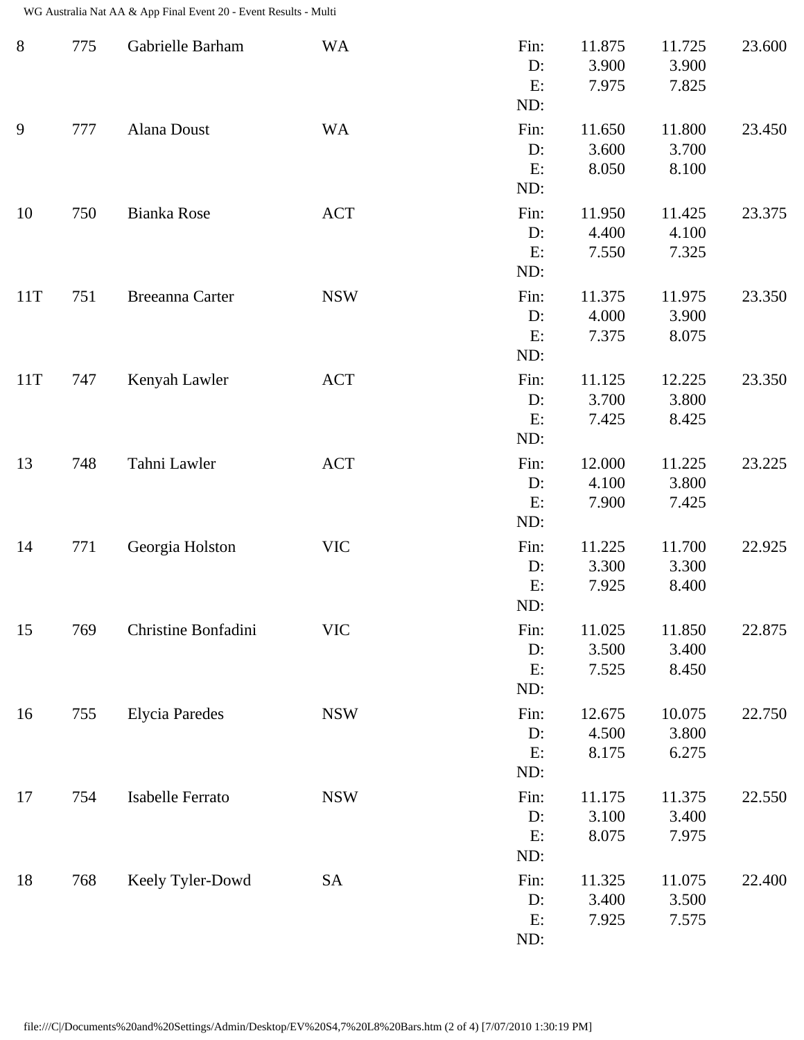| Rank | No. | Name | State | | Score 1 | Score 2 | Total |
|---|---|---|---|---|---|---|---|
| 8 | 775 | Gabrielle Barham | WA | Fin: | 11.875 | 11.725 | 23.600 |
| | | | | D: | 3.900 | 3.900 | |
| | | | | E: | 7.975 | 7.825 | |
| | | | | ND: | | | |
| 9 | 777 | Alana Doust | WA | Fin: | 11.650 | 11.800 | 23.450 |
| | | | | D: | 3.600 | 3.700 | |
| | | | | E: | 8.050 | 8.100 | |
| | | | | ND: | | | |
| 10 | 750 | Bianka Rose | ACT | Fin: | 11.950 | 11.425 | 23.375 |
| | | | | D: | 4.400 | 4.100 | |
| | | | | E: | 7.550 | 7.325 | |
| | | | | ND: | | | |
| 11T | 751 | Breeanna Carter | NSW | Fin: | 11.375 | 11.975 | 23.350 |
| | | | | D: | 4.000 | 3.900 | |
| | | | | E: | 7.375 | 8.075 | |
| | | | | ND: | | | |
| 11T | 747 | Kenyah Lawler | ACT | Fin: | 11.125 | 12.225 | 23.350 |
| | | | | D: | 3.700 | 3.800 | |
| | | | | E: | 7.425 | 8.425 | |
| | | | | ND: | | | |
| 13 | 748 | Tahni Lawler | ACT | Fin: | 12.000 | 11.225 | 23.225 |
| | | | | D: | 4.100 | 3.800 | |
| | | | | E: | 7.900 | 7.425 | |
| | | | | ND: | | | |
| 14 | 771 | Georgia Holston | VIC | Fin: | 11.225 | 11.700 | 22.925 |
| | | | | D: | 3.300 | 3.300 | |
| | | | | E: | 7.925 | 8.400 | |
| | | | | ND: | | | |
| 15 | 769 | Christine Bonfadini | VIC | Fin: | 11.025 | 11.850 | 22.875 |
| | | | | D: | 3.500 | 3.400 | |
| | | | | E: | 7.525 | 8.450 | |
| | | | | ND: | | | |
| 16 | 755 | Elycia Paredes | NSW | Fin: | 12.675 | 10.075 | 22.750 |
| | | | | D: | 4.500 | 3.800 | |
| | | | | E: | 8.175 | 6.275 | |
| | | | | ND: | | | |
| 17 | 754 | Isabelle Ferrato | NSW | Fin: | 11.175 | 11.375 | 22.550 |
| | | | | D: | 3.100 | 3.400 | |
| | | | | E: | 8.075 | 7.975 | |
| | | | | ND: | | | |
| 18 | 768 | Keely Tyler-Dowd | SA | Fin: | 11.325 | 11.075 | 22.400 |
| | | | | D: | 3.400 | 3.500 | |
| | | | | E: | 7.925 | 7.575 | |
| | | | | ND: | | | |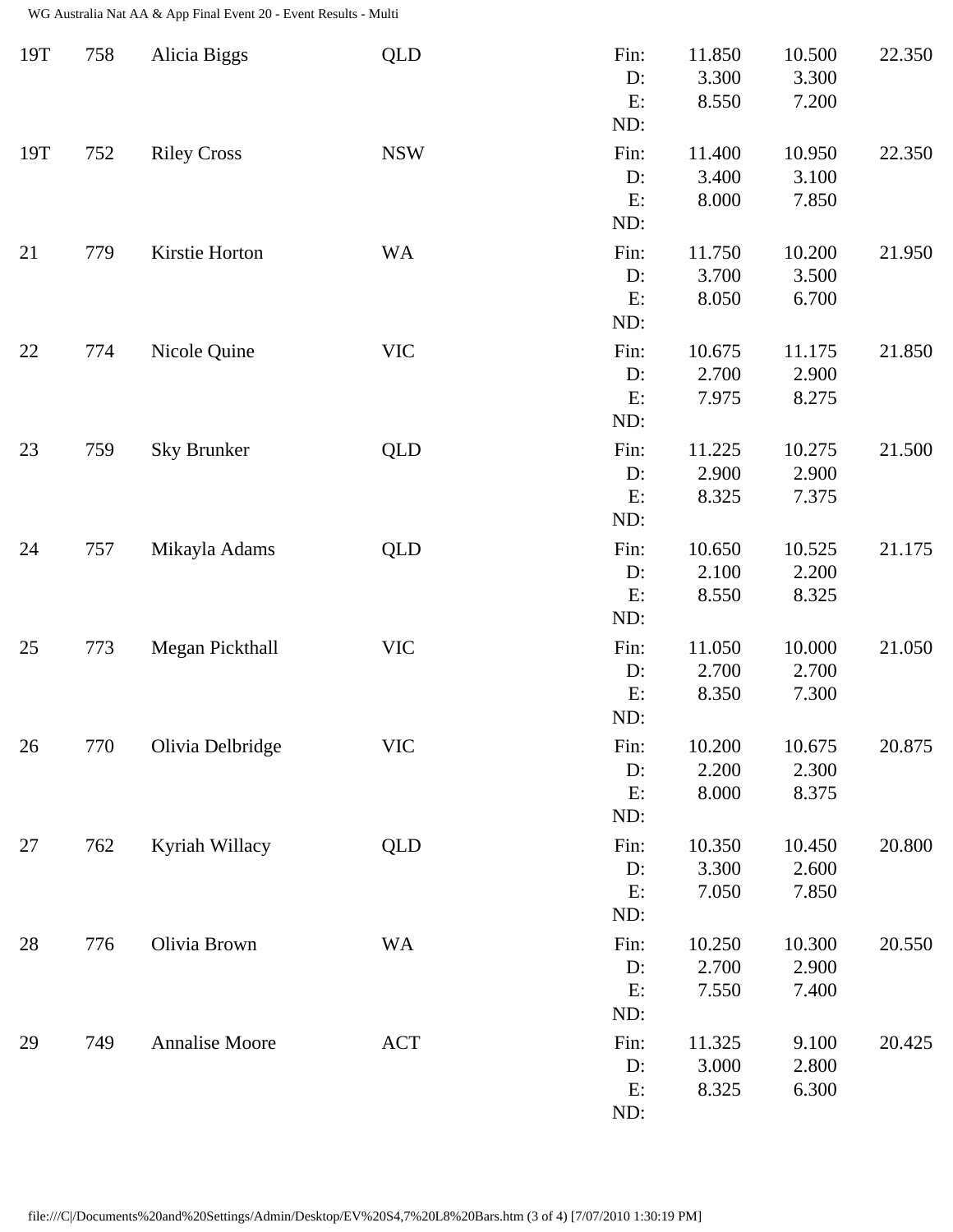| Rank | No. | Name | State | | Score 1 | Score 2 | Total |
|---|---|---|---|---|---|---|---|
| 19T | 758 | Alicia Biggs | QLD | Fin: | 11.850 | 10.500 | 22.350 |
| | | | | D: | 3.300 | 3.300 | |
| | | | | E: | 8.550 | 7.200 | |
| | | | | ND: | | | |
| 19T | 752 | Riley Cross | NSW | Fin: | 11.400 | 10.950 | 22.350 |
| | | | | D: | 3.400 | 3.100 | |
| | | | | E: | 8.000 | 7.850 | |
| | | | | ND: | | | |
| 21 | 779 | Kirstie Horton | WA | Fin: | 11.750 | 10.200 | 21.950 |
| | | | | D: | 3.700 | 3.500 | |
| | | | | E: | 8.050 | 6.700 | |
| | | | | ND: | | | |
| 22 | 774 | Nicole Quine | VIC | Fin: | 10.675 | 11.175 | 21.850 |
| | | | | D: | 2.700 | 2.900 | |
| | | | | E: | 7.975 | 8.275 | |
| | | | | ND: | | | |
| 23 | 759 | Sky Brunker | QLD | Fin: | 11.225 | 10.275 | 21.500 |
| | | | | D: | 2.900 | 2.900 | |
| | | | | E: | 8.325 | 7.375 | |
| | | | | ND: | | | |
| 24 | 757 | Mikayla Adams | QLD | Fin: | 10.650 | 10.525 | 21.175 |
| | | | | D: | 2.100 | 2.200 | |
| | | | | E: | 8.550 | 8.325 | |
| | | | | ND: | | | |
| 25 | 773 | Megan Pickthall | VIC | Fin: | 11.050 | 10.000 | 21.050 |
| | | | | D: | 2.700 | 2.700 | |
| | | | | E: | 8.350 | 7.300 | |
| | | | | ND: | | | |
| 26 | 770 | Olivia Delbridge | VIC | Fin: | 10.200 | 10.675 | 20.875 |
| | | | | D: | 2.200 | 2.300 | |
| | | | | E: | 8.000 | 8.375 | |
| | | | | ND: | | | |
| 27 | 762 | Kyriah Willacy | QLD | Fin: | 10.350 | 10.450 | 20.800 |
| | | | | D: | 3.300 | 2.600 | |
| | | | | E: | 7.050 | 7.850 | |
| | | | | ND: | | | |
| 28 | 776 | Olivia Brown | WA | Fin: | 10.250 | 10.300 | 20.550 |
| | | | | D: | 2.700 | 2.900 | |
| | | | | E: | 7.550 | 7.400 | |
| | | | | ND: | | | |
| 29 | 749 | Annalise Moore | ACT | Fin: | 11.325 | 9.100 | 20.425 |
| | | | | D: | 3.000 | 2.800 | |
| | | | | E: | 8.325 | 6.300 | |
| | | | | ND: | | | |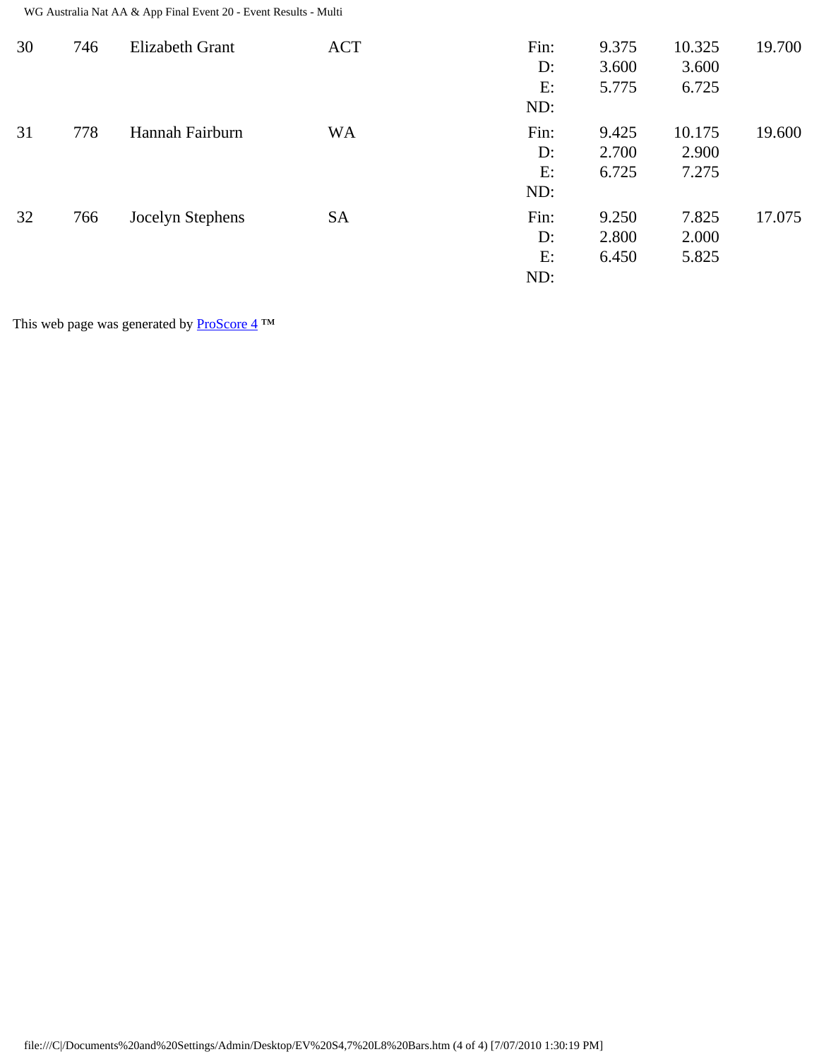| | | | | | | | |
|---|---|---|---|---|---|---|---|
| 30 | 746 | Elizabeth Grant | ACT | Fin: | 9.375 | 10.325 | 19.700 |
| | | | | D: | 3.600 | 3.600 | |
| | | | | E: | 5.775 | 6.725 | |
| | | | | ND: | | | |
| 31 | 778 | Hannah Fairburn | WA | Fin: | 9.425 | 10.175 | 19.600 |
| | | | | D: | 2.700 | 2.900 | |
| | | | | E: | 6.725 | 7.275 | |
| | | | | ND: | | | |
| 32 | 766 | Jocelyn Stephens | SA | Fin: | 9.250 | 7.825 | 17.075 |
| | | | | D: | 2.800 | 2.000 | |
| | | | | E: | 6.450 | 5.825 | |
| | | | | ND: | | | |

This web page was generated by ProScore 4 ™